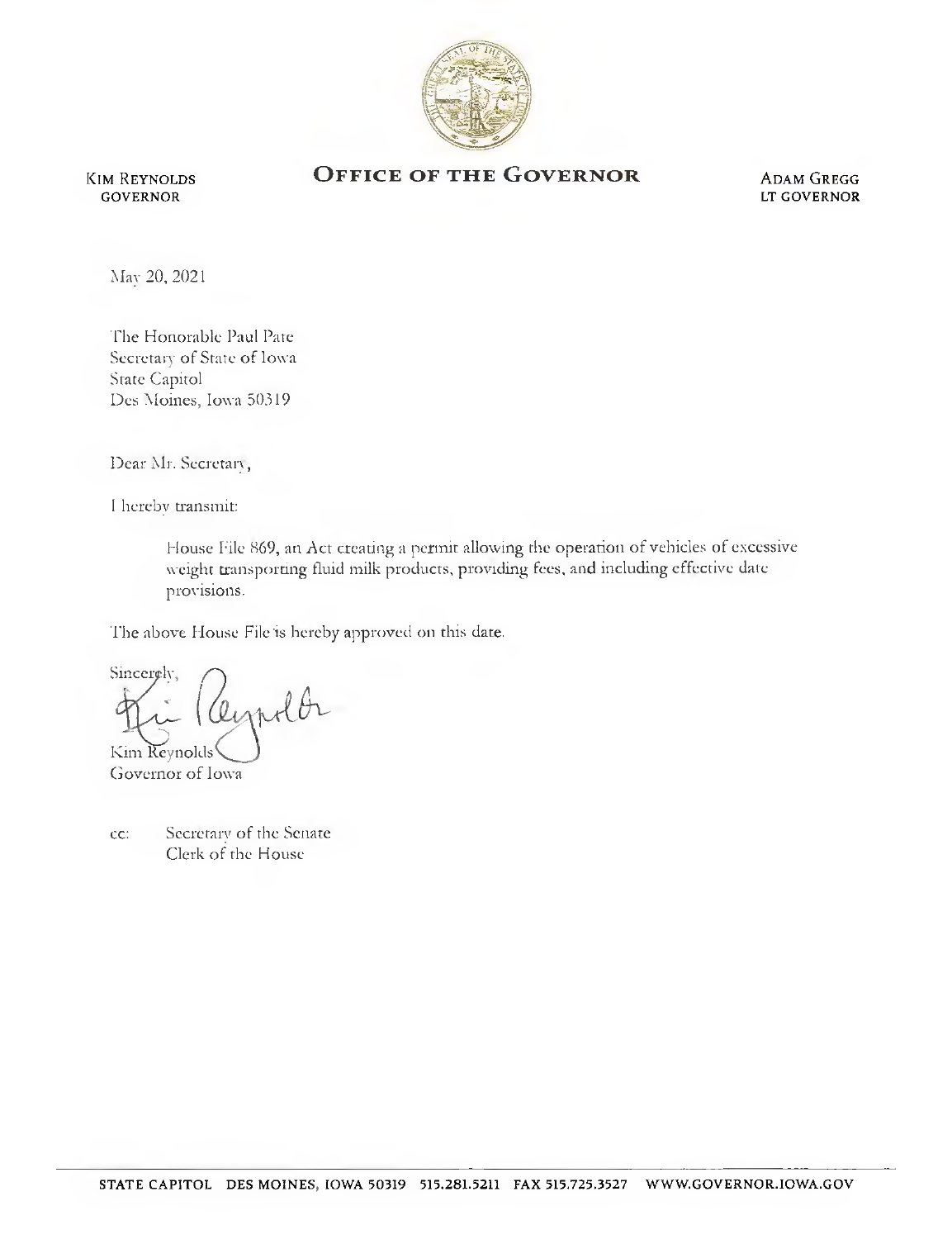KIM REYNOLDS
GOVERNOR

# OFFICE OF THE GOVERNOR

ADAM GREGG
LT GOVERNOR

May 20, 2021

The Honorable Paul Pate
Secretary of State of Iowa
State Capitol
Des Moines, Iowa 50319

Dear Mr. Secretary,

I hereby transmit:

> House File 869, an Act creating a permit allowing the operation of vehicles of excessive weight transporting fluid milk products, providing fees, and including effective date provisions.

The above House File is hereby approved on this date.

Sincerely,

Kim Reynolds
Governor of Iowa

cc: Secretary of the Senate
Clerk of the House

STATE CAPITOL DES MOINES, IOWA 50319 515.281.5211 FAX 515.725.3527 WWW.GOVERNOR.IOWA.GOV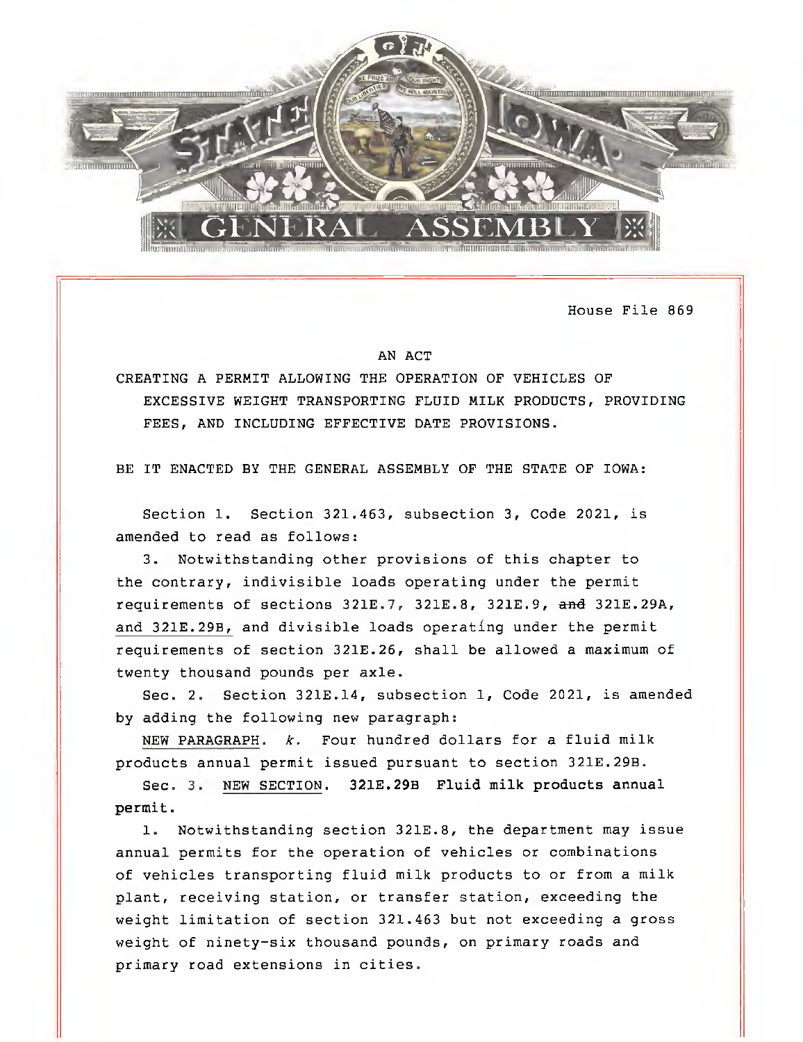House File 869

AN ACT

CREATING A PERMIT ALLOWING THE OPERATION OF VEHICLES OF EXCESSIVE WEIGHT TRANSPORTING FLUID MILK PRODUCTS, PROVIDING FEES, AND INCLUDING EFFECTIVE DATE PROVISIONS.

BE IT ENACTED BY THE GENERAL ASSEMBLY OF THE STATE OF IOWA:

Section 1. Section 321.463, subsection 3, Code 2021, is amended to read as follows:

3. Notwithstanding other provisions of this chapter to the contrary, indivisible loads operating under the permit requirements of sections 321E.7, 321E.8, 321E.9, ~~and~~ 321E.29A, and 321E.29B, and divisible loads operating under the permit requirements of section 321E.26, shall be allowed a maximum of twenty thousand pounds per axle.

Sec. 2. Section 321E.14, subsection 1, Code 2021, is amended by adding the following new paragraph:

NEW PARAGRAPH. *k.* Four hundred dollars for a fluid milk products annual permit issued pursuant to section 321E.29B.

Sec. 3. NEW SECTION. **321E.29B Fluid milk products annual permit.**

1. Notwithstanding section 321E.8, the department may issue annual permits for the operation of vehicles or combinations of vehicles transporting fluid milk products to or from a milk plant, receiving station, or transfer station, exceeding the weight limitation of section 321.463 but not exceeding a gross weight of ninety-six thousand pounds, on primary roads and primary road extensions in cities.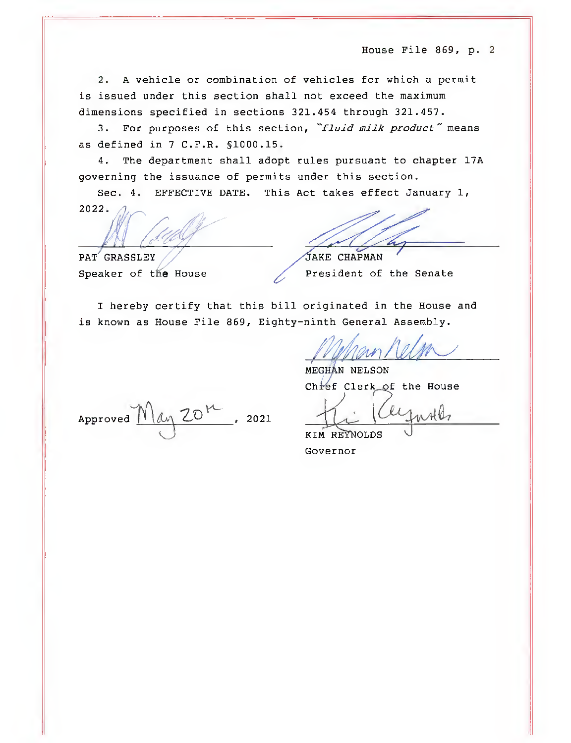2. A vehicle or combination of vehicles for which a permit is issued under this section shall not exceed the maximum dimensions specified in sections 321.454 through 321.457.

3. For purposes of this section, *"fluid milk product"* means as defined in 7 C.F.R. §1000.15.

4. The department shall adopt rules pursuant to chapter 17A governing the issuance of permits under this section.

Sec. 4. EFFECTIVE DATE. This Act takes effect January 1, 2022.

PAT GRASSLEY
Speaker of the House

JAKE CHAPMAN
President of the Senate

I hereby certify that this bill originated in the House and is known as House File 869, Eighty-ninth General Assembly.

MEGHAN NELSON
Chief Clerk of the House

Approved May 20th, 2021

KIM REYNOLDS
Governor